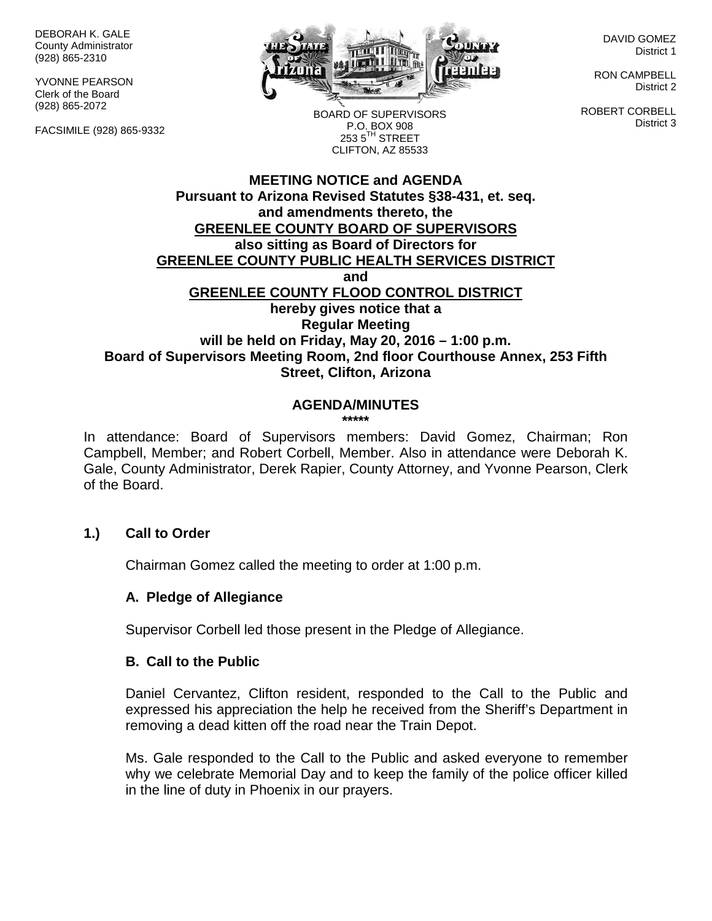DEBORAH K. GALE
County Administrator
(928) 865-2310

YVONNE PEARSON
Clerk of the Board
(928) 865-2072

FACSIMILE (928) 865-9332

BOARD OF SUPERVISORS
P.O. BOX 908
253 5TH STREET
CLIFTON, AZ 85533

DAVID GOMEZ
District 1

RON CAMPBELL
District 2

ROBERT CORBELL
District 3

**MEETING NOTICE and AGENDA**
**Pursuant to Arizona Revised Statutes §38-431, et. seq.**
**and amendments thereto, the**
**GREENLEE COUNTY BOARD OF SUPERVISORS**
**also sitting as Board of Directors for**
**GREENLEE COUNTY PUBLIC HEALTH SERVICES DISTRICT**
**and**
**GREENLEE COUNTY FLOOD CONTROL DISTRICT**
**hereby gives notice that a**
**Regular Meeting**
**will be held on Friday, May 20, 2016 – 1:00 p.m.**
**Board of Supervisors Meeting Room, 2nd floor Courthouse Annex, 253 Fifth Street, Clifton, Arizona**

## AGENDA/MINUTES

*****

In attendance: Board of Supervisors members: David Gomez, Chairman; Ron Campbell, Member; and Robert Corbell, Member. Also in attendance were Deborah K. Gale, County Administrator, Derek Rapier, County Attorney, and Yvonne Pearson, Clerk of the Board.

### 1.) Call to Order

Chairman Gomez called the meeting to order at 1:00 p.m.

#### A. Pledge of Allegiance

Supervisor Corbell led those present in the Pledge of Allegiance.

#### B. Call to the Public

Daniel Cervantez, Clifton resident, responded to the Call to the Public and expressed his appreciation the help he received from the Sheriff's Department in removing a dead kitten off the road near the Train Depot.

Ms. Gale responded to the Call to the Public and asked everyone to remember why we celebrate Memorial Day and to keep the family of the police officer killed in the line of duty in Phoenix in our prayers.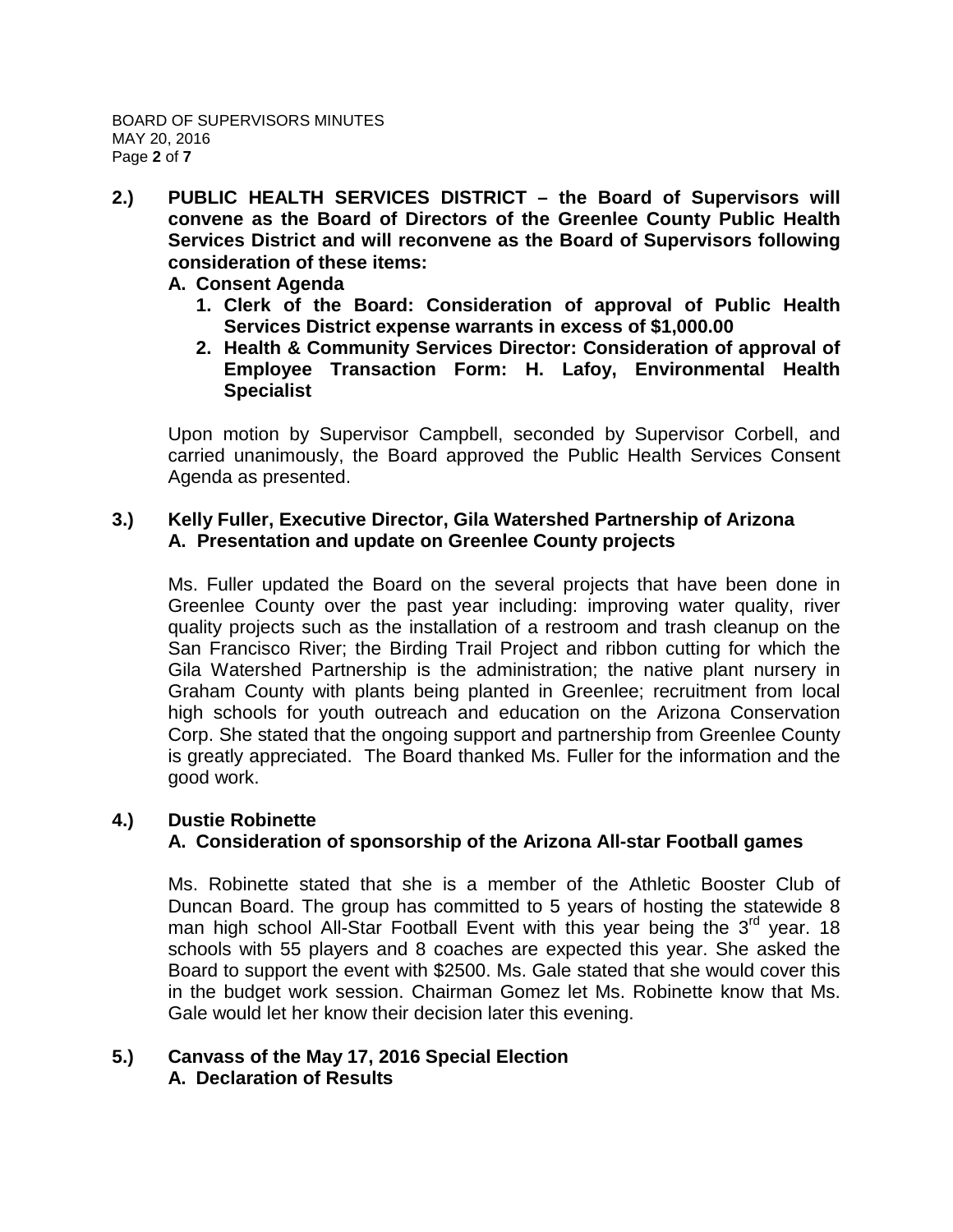**2.) PUBLIC HEALTH SERVICES DISTRICT – the Board of Supervisors will convene as the Board of Directors of the Greenlee County Public Health Services District and will reconvene as the Board of Supervisors following consideration of these items:**

**A. Consent Agenda**

1. **Clerk of the Board: Consideration of approval of Public Health Services District expense warrants in excess of $1,000.00**
2. **Health & Community Services Director: Consideration of approval of Employee Transaction Form: H. Lafoy, Environmental Health Specialist**

Upon motion by Supervisor Campbell, seconded by Supervisor Corbell, and carried unanimously, the Board approved the Public Health Services Consent Agenda as presented.

**3.) Kelly Fuller, Executive Director, Gila Watershed Partnership of Arizona**
**A. Presentation and update on Greenlee County projects**

Ms. Fuller updated the Board on the several projects that have been done in Greenlee County over the past year including: improving water quality, river quality projects such as the installation of a restroom and trash cleanup on the San Francisco River; the Birding Trail Project and ribbon cutting for which the Gila Watershed Partnership is the administration; the native plant nursery in Graham County with plants being planted in Greenlee; recruitment from local high schools for youth outreach and education on the Arizona Conservation Corp. She stated that the ongoing support and partnership from Greenlee County is greatly appreciated. The Board thanked Ms. Fuller for the information and the good work.

**4.) Dustie Robinette**
**A. Consideration of sponsorship of the Arizona All-star Football games**

Ms. Robinette stated that she is a member of the Athletic Booster Club of Duncan Board. The group has committed to 5 years of hosting the statewide 8 man high school All-Star Football Event with this year being the 3rd year. 18 schools with 55 players and 8 coaches are expected this year. She asked the Board to support the event with $2500. Ms. Gale stated that she would cover this in the budget work session. Chairman Gomez let Ms. Robinette know that Ms. Gale would let her know their decision later this evening.

**5.) Canvass of the May 17, 2016 Special Election**
**A. Declaration of Results**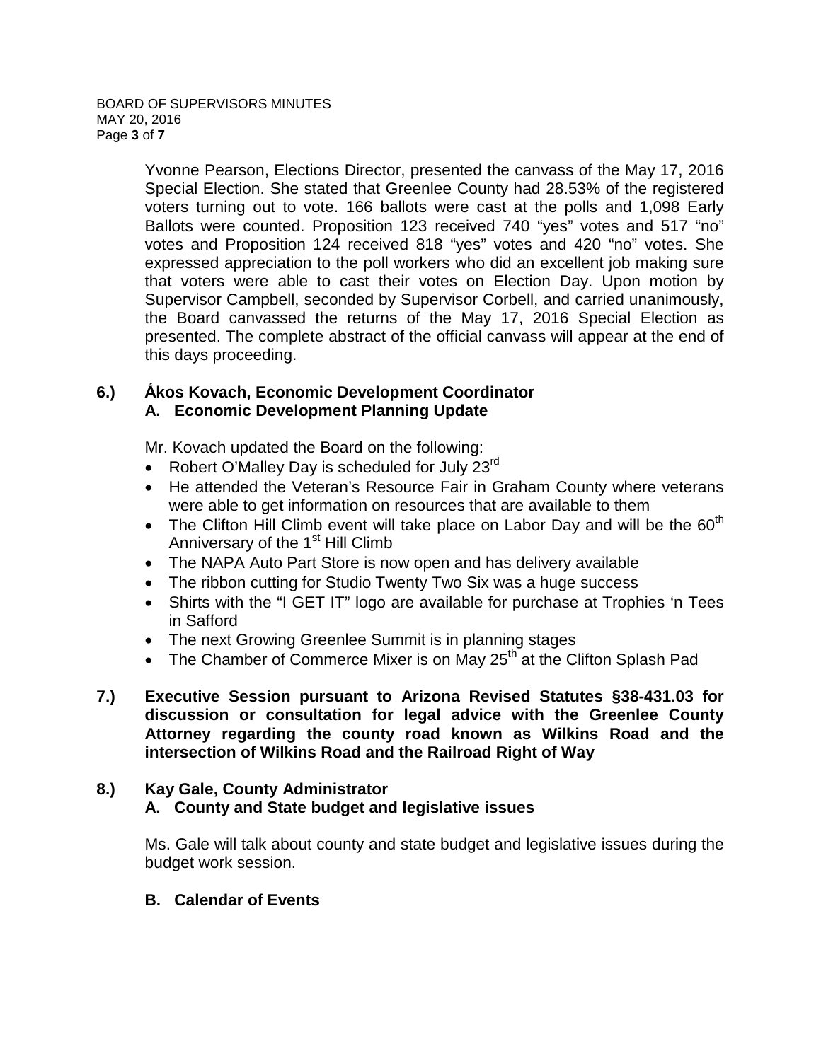Yvonne Pearson, Elections Director, presented the canvass of the May 17, 2016 Special Election. She stated that Greenlee County had 28.53% of the registered voters turning out to vote. 166 ballots were cast at the polls and 1,098 Early Ballots were counted. Proposition 123 received 740 "yes" votes and 517 "no" votes and Proposition 124 received 818 "yes" votes and 420 "no" votes. She expressed appreciation to the poll workers who did an excellent job making sure that voters were able to cast their votes on Election Day. Upon motion by Supervisor Campbell, seconded by Supervisor Corbell, and carried unanimously, the Board canvassed the returns of the May 17, 2016 Special Election as presented. The complete abstract of the official canvass will appear at the end of this days proceeding.

**6.) Ǻkos Kovach, Economic Development Coordinator**
**A. Economic Development Planning Update**

Mr. Kovach updated the Board on the following:

- Robert O'Malley Day is scheduled for July 23rd
- He attended the Veteran's Resource Fair in Graham County where veterans were able to get information on resources that are available to them
- The Clifton Hill Climb event will take place on Labor Day and will be the 60th Anniversary of the 1st Hill Climb
- The NAPA Auto Part Store is now open and has delivery available
- The ribbon cutting for Studio Twenty Two Six was a huge success
- Shirts with the "I GET IT" logo are available for purchase at Trophies 'n Tees in Safford
- The next Growing Greenlee Summit is in planning stages
- The Chamber of Commerce Mixer is on May 25th at the Clifton Splash Pad

**7.) Executive Session pursuant to Arizona Revised Statutes §38-431.03 for discussion or consultation for legal advice with the Greenlee County Attorney regarding the county road known as Wilkins Road and the intersection of Wilkins Road and the Railroad Right of Way**

**8.) Kay Gale, County Administrator**
**A. County and State budget and legislative issues**

Ms. Gale will talk about county and state budget and legislative issues during the budget work session.

**B. Calendar of Events**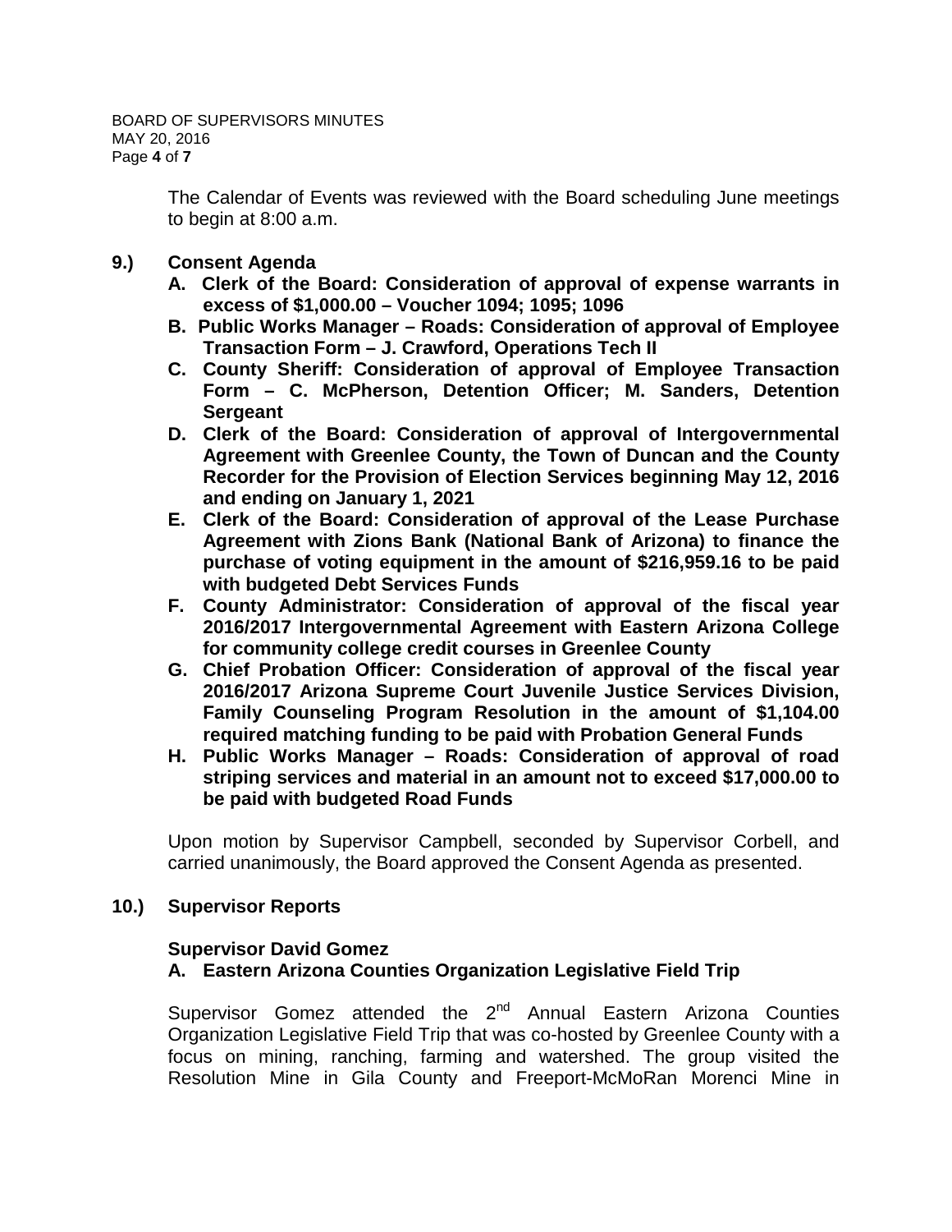The Calendar of Events was reviewed with the Board scheduling June meetings to begin at 8:00 a.m.

**9.) Consent Agenda**

**A. Clerk of the Board: Consideration of approval of expense warrants in excess of $1,000.00 – Voucher 1094; 1095; 1096**

**B. Public Works Manager – Roads: Consideration of approval of Employee Transaction Form – J. Crawford, Operations Tech II**

**C. County Sheriff: Consideration of approval of Employee Transaction Form – C. McPherson, Detention Officer; M. Sanders, Detention Sergeant**

**D. Clerk of the Board: Consideration of approval of Intergovernmental Agreement with Greenlee County, the Town of Duncan and the County Recorder for the Provision of Election Services beginning May 12, 2016 and ending on January 1, 2021**

**E. Clerk of the Board: Consideration of approval of the Lease Purchase Agreement with Zions Bank (National Bank of Arizona) to finance the purchase of voting equipment in the amount of $216,959.16 to be paid with budgeted Debt Services Funds**

**F. County Administrator: Consideration of approval of the fiscal year 2016/2017 Intergovernmental Agreement with Eastern Arizona College for community college credit courses in Greenlee County**

**G. Chief Probation Officer: Consideration of approval of the fiscal year 2016/2017 Arizona Supreme Court Juvenile Justice Services Division, Family Counseling Program Resolution in the amount of $1,104.00 required matching funding to be paid with Probation General Funds**

**H. Public Works Manager – Roads: Consideration of approval of road striping services and material in an amount not to exceed $17,000.00 to be paid with budgeted Road Funds**

Upon motion by Supervisor Campbell, seconded by Supervisor Corbell, and carried unanimously, the Board approved the Consent Agenda as presented.

**10.) Supervisor Reports**

**Supervisor David Gomez**

**A. Eastern Arizona Counties Organization Legislative Field Trip**

Supervisor Gomez attended the 2nd Annual Eastern Arizona Counties Organization Legislative Field Trip that was co-hosted by Greenlee County with a focus on mining, ranching, farming and watershed. The group visited the Resolution Mine in Gila County and Freeport-McMoRan Morenci Mine in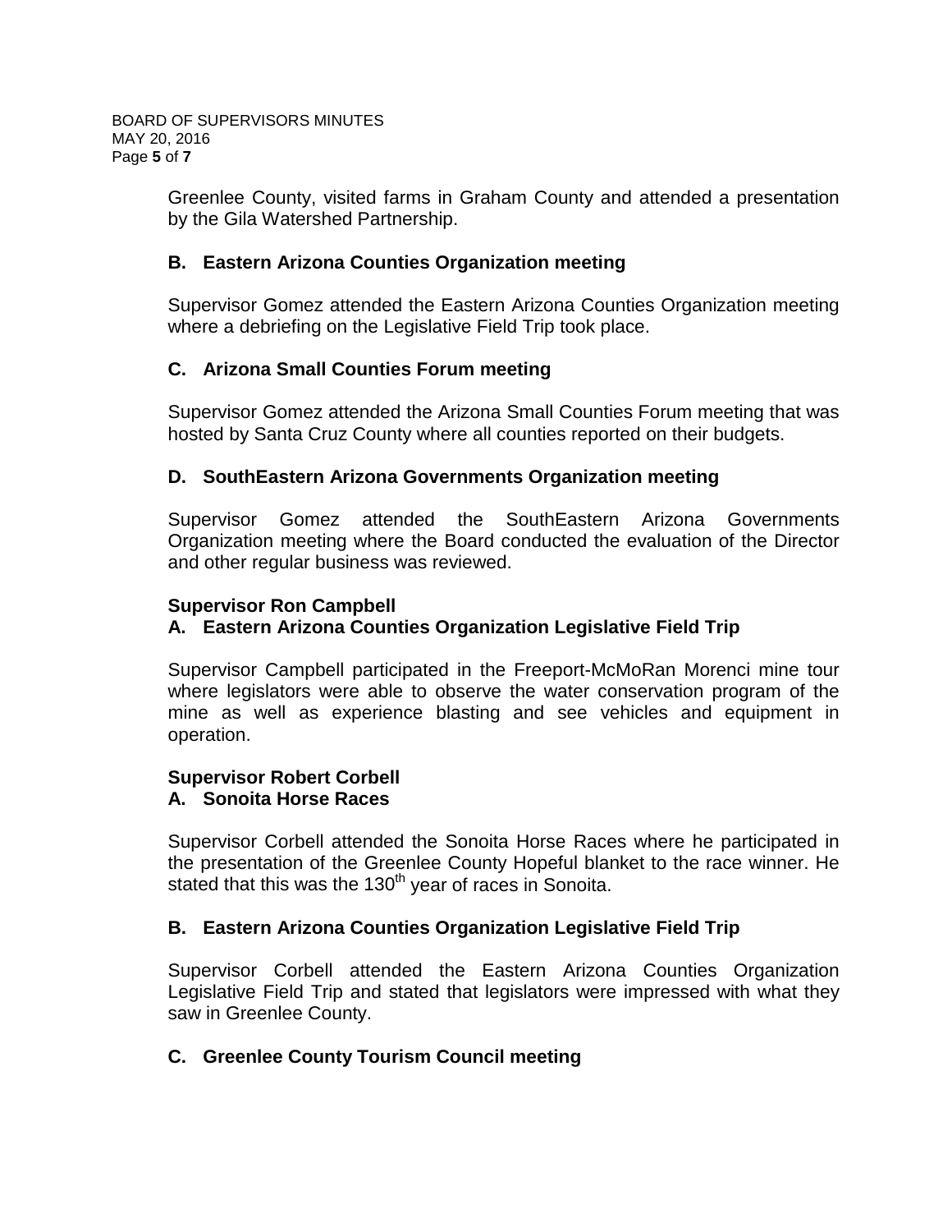Greenlee County, visited farms in Graham County and attended a presentation by the Gila Watershed Partnership.

**B. Eastern Arizona Counties Organization meeting**

Supervisor Gomez attended the Eastern Arizona Counties Organization meeting where a debriefing on the Legislative Field Trip took place.

**C. Arizona Small Counties Forum meeting**

Supervisor Gomez attended the Arizona Small Counties Forum meeting that was hosted by Santa Cruz County where all counties reported on their budgets.

**D. SouthEastern Arizona Governments Organization meeting**

Supervisor Gomez attended the SouthEastern Arizona Governments Organization meeting where the Board conducted the evaluation of the Director and other regular business was reviewed.

**Supervisor Ron Campbell**
**A. Eastern Arizona Counties Organization Legislative Field Trip**

Supervisor Campbell participated in the Freeport-McMoRan Morenci mine tour where legislators were able to observe the water conservation program of the mine as well as experience blasting and see vehicles and equipment in operation.

**Supervisor Robert Corbell**
**A. Sonoita Horse Races**

Supervisor Corbell attended the Sonoita Horse Races where he participated in the presentation of the Greenlee County Hopeful blanket to the race winner. He stated that this was the 130th year of races in Sonoita.

**B. Eastern Arizona Counties Organization Legislative Field Trip**

Supervisor Corbell attended the Eastern Arizona Counties Organization Legislative Field Trip and stated that legislators were impressed with what they saw in Greenlee County.

**C. Greenlee County Tourism Council meeting**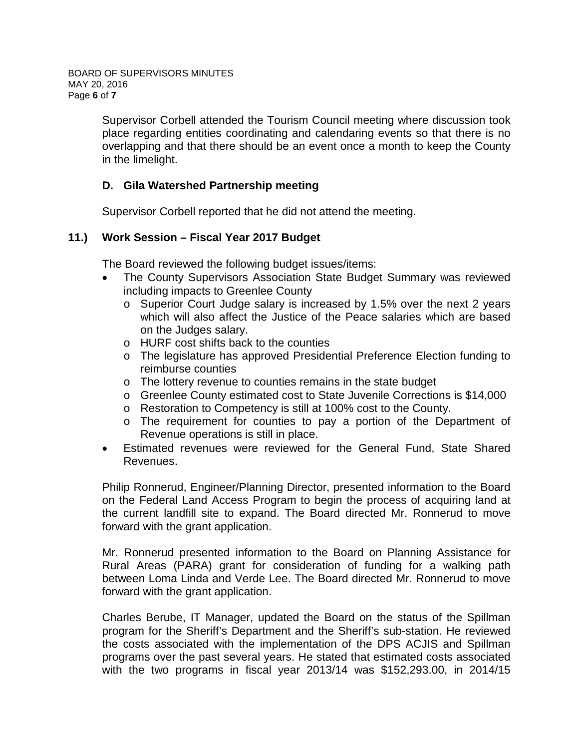Supervisor Corbell attended the Tourism Council meeting where discussion took place regarding entities coordinating and calendaring events so that there is no overlapping and that there should be an event once a month to keep the County in the limelight.

### D. Gila Watershed Partnership meeting

Supervisor Corbell reported that he did not attend the meeting.

## 11.) Work Session – Fiscal Year 2017 Budget

The Board reviewed the following budget issues/items:

- The County Supervisors Association State Budget Summary was reviewed including impacts to Greenlee County
  - Superior Court Judge salary is increased by 1.5% over the next 2 years which will also affect the Justice of the Peace salaries which are based on the Judges salary.
  - HURF cost shifts back to the counties
  - The legislature has approved Presidential Preference Election funding to reimburse counties
  - The lottery revenue to counties remains in the state budget
  - Greenlee County estimated cost to State Juvenile Corrections is $14,000
  - Restoration to Competency is still at 100% cost to the County.
  - The requirement for counties to pay a portion of the Department of Revenue operations is still in place.
- Estimated revenues were reviewed for the General Fund, State Shared Revenues.

Philip Ronnerud, Engineer/Planning Director, presented information to the Board on the Federal Land Access Program to begin the process of acquiring land at the current landfill site to expand. The Board directed Mr. Ronnerud to move forward with the grant application.

Mr. Ronnerud presented information to the Board on Planning Assistance for Rural Areas (PARA) grant for consideration of funding for a walking path between Loma Linda and Verde Lee. The Board directed Mr. Ronnerud to move forward with the grant application.

Charles Berube, IT Manager, updated the Board on the status of the Spillman program for the Sheriff's Department and the Sheriff's sub-station. He reviewed the costs associated with the implementation of the DPS ACJIS and Spillman programs over the past several years. He stated that estimated costs associated with the two programs in fiscal year 2013/14 was $152,293.00, in 2014/15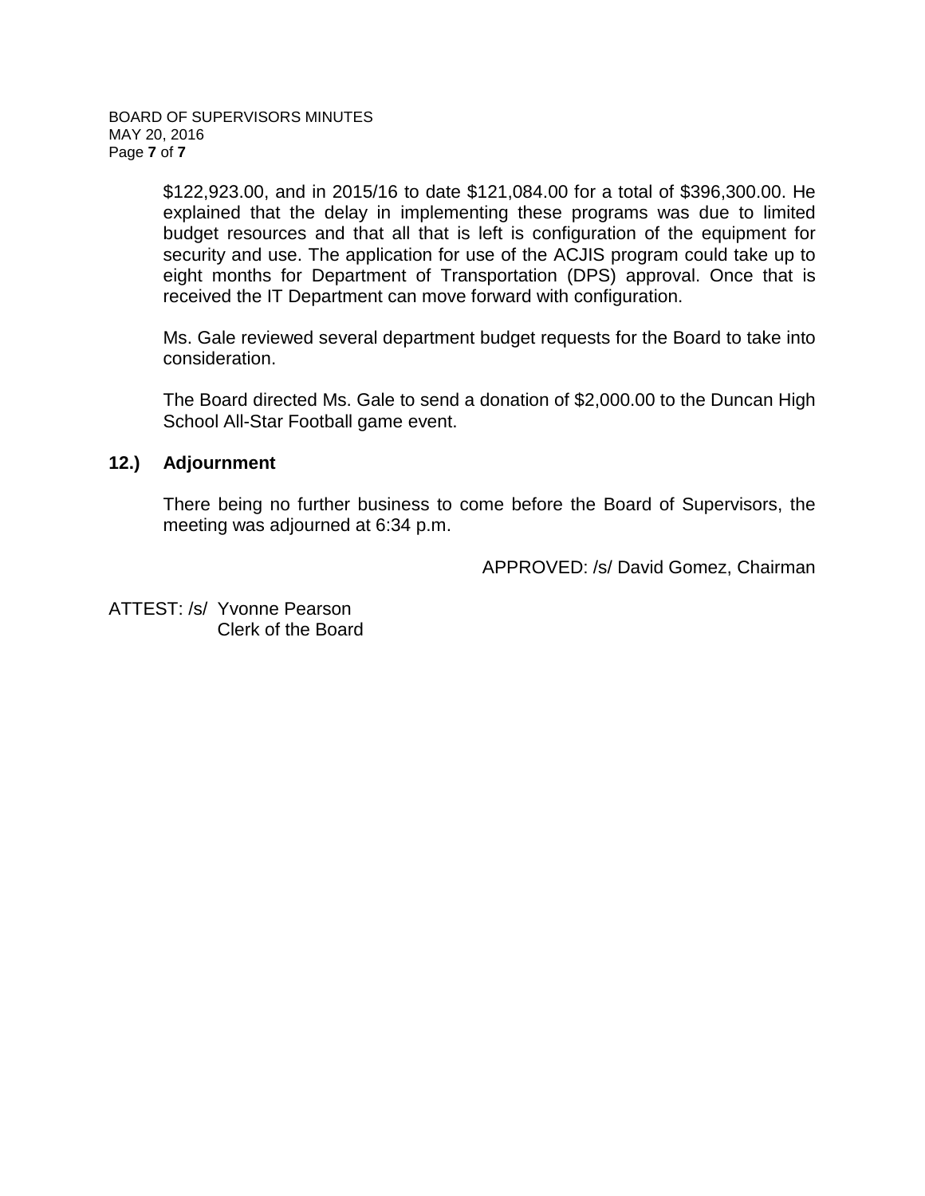$122,923.00, and in 2015/16 to date $121,084.00 for a total of $396,300.00. He explained that the delay in implementing these programs was due to limited budget resources and that all that is left is configuration of the equipment for security and use. The application for use of the ACJIS program could take up to eight months for Department of Transportation (DPS) approval. Once that is received the IT Department can move forward with configuration.

Ms. Gale reviewed several department budget requests for the Board to take into consideration.

The Board directed Ms. Gale to send a donation of $2,000.00 to the Duncan High School All-Star Football game event.

**12.) Adjournment**

There being no further business to come before the Board of Supervisors, the meeting was adjourned at 6:34 p.m.

APPROVED: /s/ David Gomez, Chairman

ATTEST: /s/ Yvonne Pearson
Clerk of the Board